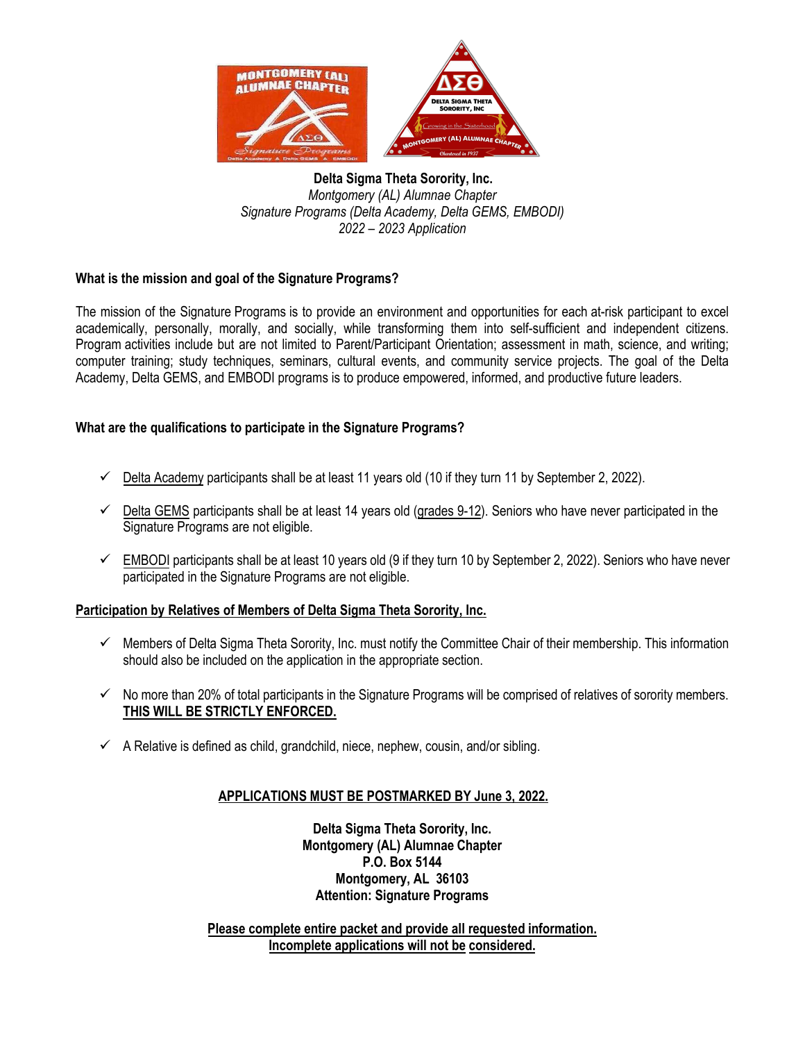**Delta Sigma Theta Sorority, Inc.**
*Montgomery (AL) Alumnae Chapter*
*Signature Programs (Delta Academy, Delta GEMS, EMBODI)*
*2022 – 2023 Application*

### What is the mission and goal of the Signature Programs?

The mission of the Signature Programs is to provide an environment and opportunities for each at-risk participant to excel academically, personally, morally, and socially, while transforming them into self-sufficient and independent citizens. Program activities include but are not limited to Parent/Participant Orientation; assessment in math, science, and writing; computer training; study techniques, seminars, cultural events, and community service projects. The goal of the Delta Academy, Delta GEMS, and EMBODI programs is to produce empowered, informed, and productive future leaders.

### What are the qualifications to participate in the Signature Programs?

- ✓ Delta Academy participants shall be at least 11 years old (10 if they turn 11 by September 2, 2022).
- ✓ Delta GEMS participants shall be at least 14 years old (grades 9-12). Seniors who have never participated in the Signature Programs are not eligible.
- ✓ EMBODI participants shall be at least 10 years old (9 if they turn 10 by September 2, 2022). Seniors who have never participated in the Signature Programs are not eligible.

**Participation by Relatives of Members of Delta Sigma Theta Sorority, Inc.**

- ✓ Members of Delta Sigma Theta Sorority, Inc. must notify the Committee Chair of their membership. This information should also be included on the application in the appropriate section.
- ✓ No more than 20% of total participants in the Signature Programs will be comprised of relatives of sorority members. **THIS WILL BE STRICTLY ENFORCED.**
- ✓ A Relative is defined as child, grandchild, niece, nephew, cousin, and/or sibling.

**APPLICATIONS MUST BE POSTMARKED BY June 3, 2022.**

**Delta Sigma Theta Sorority, Inc.**
**Montgomery (AL) Alumnae Chapter**
**P.O. Box 5144**
**Montgomery, AL 36103**
**Attention: Signature Programs**

**Please complete entire packet and provide all requested information.**
**Incomplete applications will not be considered.**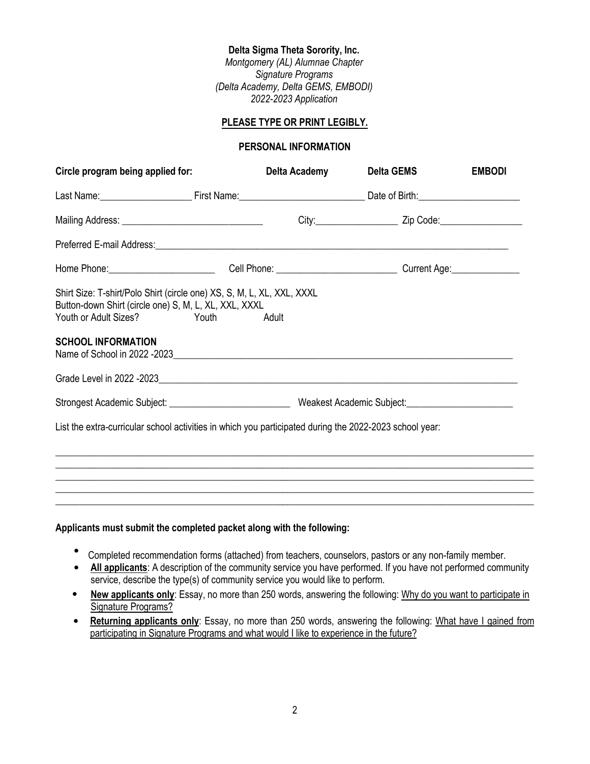**Delta Sigma Theta Sorority, Inc.**

*Montgomery (AL) Alumnae Chapter*

*Signature Programs*

*(Delta Academy, Delta GEMS, EMBODI)*

*2022-2023 Application*

**PLEASE TYPE OR PRINT LEGIBLY.**

**PERSONAL INFORMATION**

**Circle program being applied for:** **Delta Academy** **Delta GEMS** **EMBODI**

Last Name:___________________ First Name:_________________________ Date of Birth:_____________________

Mailing Address: ____________________________ City:_________________ Zip Code:_________________

Preferred E-mail Address:___________________________________________________________________________

Home Phone:______________________ Cell Phone: _________________________ Current Age:______________

Shirt Size: T-shirt/Polo Shirt (circle one) XS, S, M, L, XL, XXL, XXXL
Button-down Shirt (circle one) S, M, L, XL, XXL, XXXL
Youth or Adult Sizes? Youth Adult

**SCHOOL INFORMATION**

Name of School in 2022 -2023_______________________________________________________________________

Grade Level in 2022 -2023__________________________________________________________________________

Strongest Academic Subject: _________________________ Weakest Academic Subject:______________________

List the extra-curricular school activities in which you participated during the 2022-2023 school year:

_____________________________________________________________________________________________
_____________________________________________________________________________________________
_____________________________________________________________________________________________
_____________________________________________________________________________________________
_____________________________________________________________________________________________

**Applicants must submit the completed packet along with the following:**

- Completed recommendation forms (attached) from teachers, counselors, pastors or any non-family member.
- **All applicants**: A description of the community service you have performed. If you have not performed community service, describe the type(s) of community service you would like to perform.
- **New applicants only**: Essay, no more than 250 words, answering the following: Why do you want to participate in Signature Programs?
- **Returning applicants only**: Essay, no more than 250 words, answering the following: What have I gained from participating in Signature Programs and what would I like to experience in the future?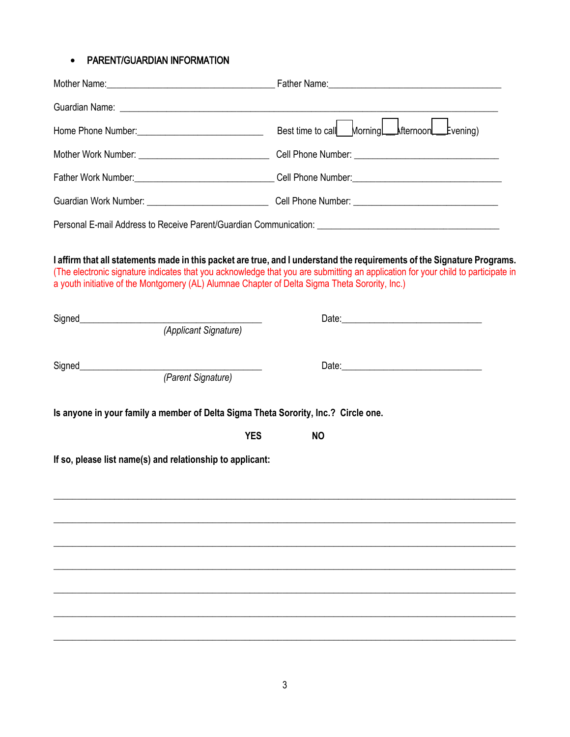- PARENT/GUARDIAN INFORMATION

Mother Name:___________________________________ Father Name:_____________________________________

Guardian Name: ________________________________________________________________________________

Home Phone Number:__________________________ Best time to call ☐ Morning ☐ Afternoon ☐ Evening)

Mother Work Number: ___________________________ Cell Phone Number: ______________________________

Father Work Number:_____________________________ Cell Phone Number:_______________________________

Guardian Work Number: __________________________ Cell Phone Number: ______________________________

Personal E-mail Address to Receive Parent/Guardian Communication: ______________________________________

**I affirm that all statements made in this packet are true, and I understand the requirements of the Signature Programs.** (The electronic signature indicates that you acknowledge that you are submitting an application for your child to participate in a youth initiative of the Montgomery (AL) Alumnae Chapter of Delta Sigma Theta Sorority, Inc.)

Signed_______________________________________ Date:______________________________

*(Applicant Signature)*

Signed_______________________________________ Date:______________________________

*(Parent Signature)*

**Is anyone in your family a member of Delta Sigma Theta Sorority, Inc.? Circle one.**

**YES** **NO**

**If so, please list name(s) and relationship to applicant:**

_____________________________________________________________________________________

_____________________________________________________________________________________

_____________________________________________________________________________________

_____________________________________________________________________________________

_____________________________________________________________________________________

_____________________________________________________________________________________

_____________________________________________________________________________________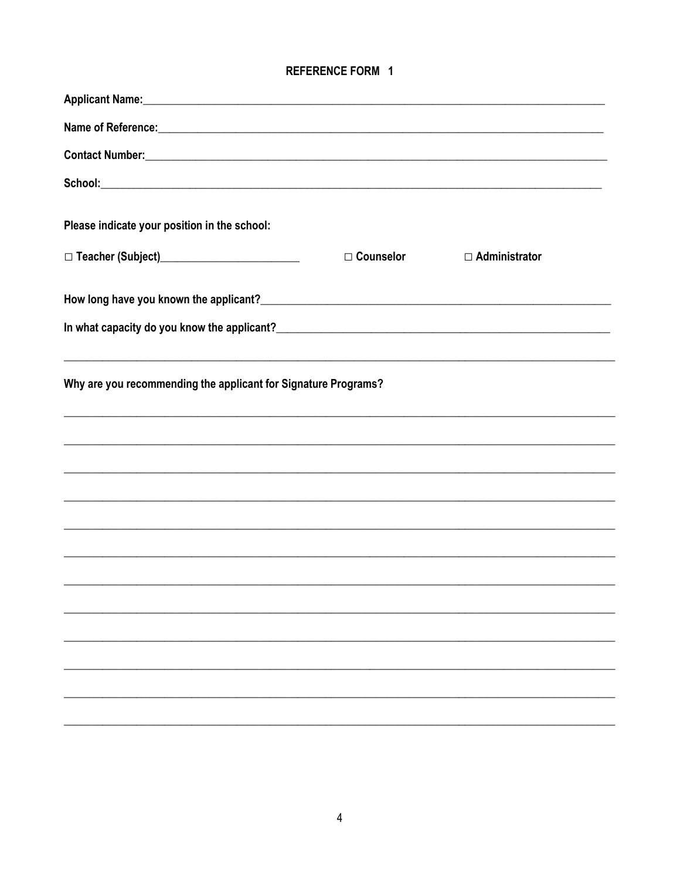**REFERENCE FORM 1**

**Applicant Name:**\_\_\_\_\_\_\_\_\_\_\_\_\_\_\_\_\_\_\_\_\_\_\_\_\_\_\_\_\_\_\_\_\_\_\_\_\_\_\_\_\_\_\_\_\_\_\_\_\_\_\_\_\_\_\_\_\_\_\_\_

**Name of Reference:**\_\_\_\_\_\_\_\_\_\_\_\_\_\_\_\_\_\_\_\_\_\_\_\_\_\_\_\_\_\_\_\_\_\_\_\_\_\_\_\_\_\_\_\_\_\_\_\_\_\_\_\_\_\_\_\_

**Contact Number:**\_\_\_\_\_\_\_\_\_\_\_\_\_\_\_\_\_\_\_\_\_\_\_\_\_\_\_\_\_\_\_\_\_\_\_\_\_\_\_\_\_\_\_\_\_\_\_\_\_\_\_\_\_\_\_\_\_\_

**School:**\_\_\_\_\_\_\_\_\_\_\_\_\_\_\_\_\_\_\_\_\_\_\_\_\_\_\_\_\_\_\_\_\_\_\_\_\_\_\_\_\_\_\_\_\_\_\_\_\_\_\_\_\_\_\_\_\_\_\_\_\_\_\_\_

**Please indicate your position in the school:**

**□ Teacher (Subject)**\_\_\_\_\_\_\_\_\_\_\_\_\_\_\_\_\_\_\_\_\_\_\_\_ **□ Counselor** **□ Administrator**

**How long have you known the applicant?**\_\_\_\_\_\_\_\_\_\_\_\_\_\_\_\_\_\_\_\_\_\_\_\_\_\_\_\_\_\_\_\_\_\_\_\_\_\_\_\_\_\_\_\_

**In what capacity do you know the applicant?**\_\_\_\_\_\_\_\_\_\_\_\_\_\_\_\_\_\_\_\_\_\_\_\_\_\_\_\_\_\_\_\_\_\_\_\_\_\_\_\_\_\_

\_\_\_\_\_\_\_\_\_\_\_\_\_\_\_\_\_\_\_\_\_\_\_\_\_\_\_\_\_\_\_\_\_\_\_\_\_\_\_\_\_\_\_\_\_\_\_\_\_\_\_\_\_\_\_\_\_\_\_\_\_\_\_\_\_\_\_\_\_\_\_\_\_\_\_\_

**Why are you recommending the applicant for Signature Programs?**

\_\_\_\_\_\_\_\_\_\_\_\_\_\_\_\_\_\_\_\_\_\_\_\_\_\_\_\_\_\_\_\_\_\_\_\_\_\_\_\_\_\_\_\_\_\_\_\_\_\_\_\_\_\_\_\_\_\_\_\_\_\_\_\_\_\_\_\_\_\_\_\_\_\_\_\_

\_\_\_\_\_\_\_\_\_\_\_\_\_\_\_\_\_\_\_\_\_\_\_\_\_\_\_\_\_\_\_\_\_\_\_\_\_\_\_\_\_\_\_\_\_\_\_\_\_\_\_\_\_\_\_\_\_\_\_\_\_\_\_\_\_\_\_\_\_\_\_\_\_\_\_\_

\_\_\_\_\_\_\_\_\_\_\_\_\_\_\_\_\_\_\_\_\_\_\_\_\_\_\_\_\_\_\_\_\_\_\_\_\_\_\_\_\_\_\_\_\_\_\_\_\_\_\_\_\_\_\_\_\_\_\_\_\_\_\_\_\_\_\_\_\_\_\_\_\_\_\_\_

\_\_\_\_\_\_\_\_\_\_\_\_\_\_\_\_\_\_\_\_\_\_\_\_\_\_\_\_\_\_\_\_\_\_\_\_\_\_\_\_\_\_\_\_\_\_\_\_\_\_\_\_\_\_\_\_\_\_\_\_\_\_\_\_\_\_\_\_\_\_\_\_\_\_\_\_

\_\_\_\_\_\_\_\_\_\_\_\_\_\_\_\_\_\_\_\_\_\_\_\_\_\_\_\_\_\_\_\_\_\_\_\_\_\_\_\_\_\_\_\_\_\_\_\_\_\_\_\_\_\_\_\_\_\_\_\_\_\_\_\_\_\_\_\_\_\_\_\_\_\_\_\_

\_\_\_\_\_\_\_\_\_\_\_\_\_\_\_\_\_\_\_\_\_\_\_\_\_\_\_\_\_\_\_\_\_\_\_\_\_\_\_\_\_\_\_\_\_\_\_\_\_\_\_\_\_\_\_\_\_\_\_\_\_\_\_\_\_\_\_\_\_\_\_\_\_\_\_\_

\_\_\_\_\_\_\_\_\_\_\_\_\_\_\_\_\_\_\_\_\_\_\_\_\_\_\_\_\_\_\_\_\_\_\_\_\_\_\_\_\_\_\_\_\_\_\_\_\_\_\_\_\_\_\_\_\_\_\_\_\_\_\_\_\_\_\_\_\_\_\_\_\_\_\_\_

\_\_\_\_\_\_\_\_\_\_\_\_\_\_\_\_\_\_\_\_\_\_\_\_\_\_\_\_\_\_\_\_\_\_\_\_\_\_\_\_\_\_\_\_\_\_\_\_\_\_\_\_\_\_\_\_\_\_\_\_\_\_\_\_\_\_\_\_\_\_\_\_\_\_\_\_

\_\_\_\_\_\_\_\_\_\_\_\_\_\_\_\_\_\_\_\_\_\_\_\_\_\_\_\_\_\_\_\_\_\_\_\_\_\_\_\_\_\_\_\_\_\_\_\_\_\_\_\_\_\_\_\_\_\_\_\_\_\_\_\_\_\_\_\_\_\_\_\_\_\_\_\_

\_\_\_\_\_\_\_\_\_\_\_\_\_\_\_\_\_\_\_\_\_\_\_\_\_\_\_\_\_\_\_\_\_\_\_\_\_\_\_\_\_\_\_\_\_\_\_\_\_\_\_\_\_\_\_\_\_\_\_\_\_\_\_\_\_\_\_\_\_\_\_\_\_\_\_\_

\_\_\_\_\_\_\_\_\_\_\_\_\_\_\_\_\_\_\_\_\_\_\_\_\_\_\_\_\_\_\_\_\_\_\_\_\_\_\_\_\_\_\_\_\_\_\_\_\_\_\_\_\_\_\_\_\_\_\_\_\_\_\_\_\_\_\_\_\_\_\_\_\_\_\_\_

\_\_\_\_\_\_\_\_\_\_\_\_\_\_\_\_\_\_\_\_\_\_\_\_\_\_\_\_\_\_\_\_\_\_\_\_\_\_\_\_\_\_\_\_\_\_\_\_\_\_\_\_\_\_\_\_\_\_\_\_\_\_\_\_\_\_\_\_\_\_\_\_\_\_\_\_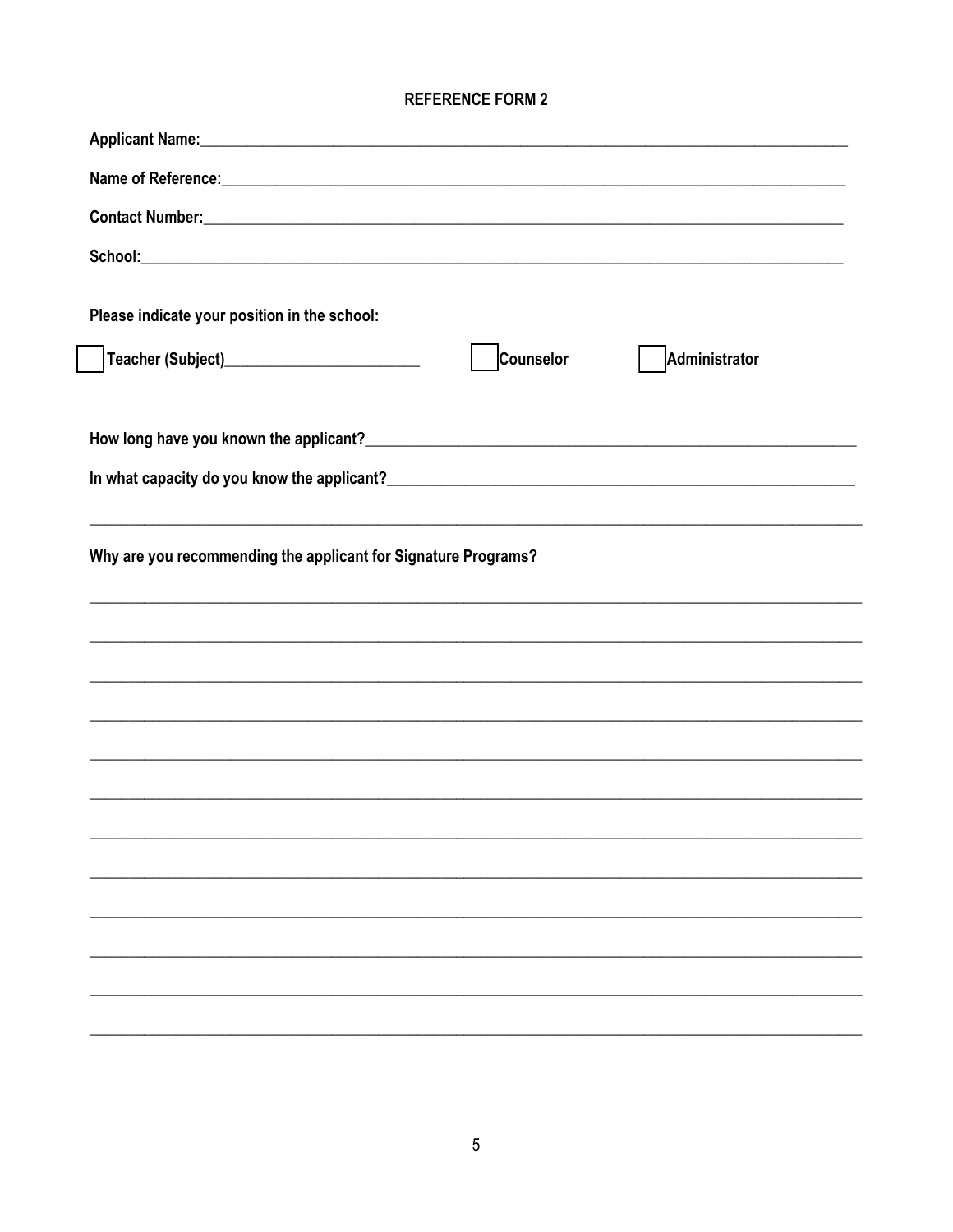**REFERENCE FORM 2**

**Applicant Name:**\_\_\_\_\_\_\_\_\_\_\_\_\_\_\_\_\_\_\_\_\_\_\_\_\_\_\_\_\_\_\_\_\_\_\_\_\_\_\_\_\_\_\_\_\_\_\_\_\_\_\_\_\_\_\_\_\_\_\_\_\_\_\_\_\_\_\_\_\_\_

**Name of Reference:**\_\_\_\_\_\_\_\_\_\_\_\_\_\_\_\_\_\_\_\_\_\_\_\_\_\_\_\_\_\_\_\_\_\_\_\_\_\_\_\_\_\_\_\_\_\_\_\_\_\_\_\_\_\_\_\_\_\_\_\_\_\_\_\_\_\_

**Contact Number:**\_\_\_\_\_\_\_\_\_\_\_\_\_\_\_\_\_\_\_\_\_\_\_\_\_\_\_\_\_\_\_\_\_\_\_\_\_\_\_\_\_\_\_\_\_\_\_\_\_\_\_\_\_\_\_\_\_\_\_\_\_\_\_\_\_\_\_\_

**School:**\_\_\_\_\_\_\_\_\_\_\_\_\_\_\_\_\_\_\_\_\_\_\_\_\_\_\_\_\_\_\_\_\_\_\_\_\_\_\_\_\_\_\_\_\_\_\_\_\_\_\_\_\_\_\_\_\_\_\_\_\_\_\_\_\_\_\_\_\_\_\_\_\_\_\_\_

**Please indicate your position in the school:**

☐ **Teacher (Subject)**\_\_\_\_\_\_\_\_\_\_\_\_\_\_\_\_\_\_\_\_\_\_ ☐ **Counselor** ☐ **Administrator**

**How long have you known the applicant?**\_\_\_\_\_\_\_\_\_\_\_\_\_\_\_\_\_\_\_\_\_\_\_\_\_\_\_\_\_\_\_\_\_\_\_\_\_\_\_\_\_\_\_\_\_\_\_\_\_\_

**In what capacity do you know the applicant?**\_\_\_\_\_\_\_\_\_\_\_\_\_\_\_\_\_\_\_\_\_\_\_\_\_\_\_\_\_\_\_\_\_\_\_\_\_\_\_\_\_\_\_\_\_\_\_

\_\_\_\_\_\_\_\_\_\_\_\_\_\_\_\_\_\_\_\_\_\_\_\_\_\_\_\_\_\_\_\_\_\_\_\_\_\_\_\_\_\_\_\_\_\_\_\_\_\_\_\_\_\_\_\_\_\_\_\_\_\_\_\_\_\_\_\_\_\_\_\_\_\_\_\_\_\_\_\_\_\_\_

**Why are you recommending the applicant for Signature Programs?**

\_\_\_\_\_\_\_\_\_\_\_\_\_\_\_\_\_\_\_\_\_\_\_\_\_\_\_\_\_\_\_\_\_\_\_\_\_\_\_\_\_\_\_\_\_\_\_\_\_\_\_\_\_\_\_\_\_\_\_\_\_\_\_\_\_\_\_\_\_\_\_\_\_\_\_\_\_\_\_\_\_\_\_

\_\_\_\_\_\_\_\_\_\_\_\_\_\_\_\_\_\_\_\_\_\_\_\_\_\_\_\_\_\_\_\_\_\_\_\_\_\_\_\_\_\_\_\_\_\_\_\_\_\_\_\_\_\_\_\_\_\_\_\_\_\_\_\_\_\_\_\_\_\_\_\_\_\_\_\_\_\_\_\_\_\_\_

\_\_\_\_\_\_\_\_\_\_\_\_\_\_\_\_\_\_\_\_\_\_\_\_\_\_\_\_\_\_\_\_\_\_\_\_\_\_\_\_\_\_\_\_\_\_\_\_\_\_\_\_\_\_\_\_\_\_\_\_\_\_\_\_\_\_\_\_\_\_\_\_\_\_\_\_\_\_\_\_\_\_\_

\_\_\_\_\_\_\_\_\_\_\_\_\_\_\_\_\_\_\_\_\_\_\_\_\_\_\_\_\_\_\_\_\_\_\_\_\_\_\_\_\_\_\_\_\_\_\_\_\_\_\_\_\_\_\_\_\_\_\_\_\_\_\_\_\_\_\_\_\_\_\_\_\_\_\_\_\_\_\_\_\_\_\_

\_\_\_\_\_\_\_\_\_\_\_\_\_\_\_\_\_\_\_\_\_\_\_\_\_\_\_\_\_\_\_\_\_\_\_\_\_\_\_\_\_\_\_\_\_\_\_\_\_\_\_\_\_\_\_\_\_\_\_\_\_\_\_\_\_\_\_\_\_\_\_\_\_\_\_\_\_\_\_\_\_\_\_

\_\_\_\_\_\_\_\_\_\_\_\_\_\_\_\_\_\_\_\_\_\_\_\_\_\_\_\_\_\_\_\_\_\_\_\_\_\_\_\_\_\_\_\_\_\_\_\_\_\_\_\_\_\_\_\_\_\_\_\_\_\_\_\_\_\_\_\_\_\_\_\_\_\_\_\_\_\_\_\_\_\_\_

\_\_\_\_\_\_\_\_\_\_\_\_\_\_\_\_\_\_\_\_\_\_\_\_\_\_\_\_\_\_\_\_\_\_\_\_\_\_\_\_\_\_\_\_\_\_\_\_\_\_\_\_\_\_\_\_\_\_\_\_\_\_\_\_\_\_\_\_\_\_\_\_\_\_\_\_\_\_\_\_\_\_\_

\_\_\_\_\_\_\_\_\_\_\_\_\_\_\_\_\_\_\_\_\_\_\_\_\_\_\_\_\_\_\_\_\_\_\_\_\_\_\_\_\_\_\_\_\_\_\_\_\_\_\_\_\_\_\_\_\_\_\_\_\_\_\_\_\_\_\_\_\_\_\_\_\_\_\_\_\_\_\_\_\_\_\_

\_\_\_\_\_\_\_\_\_\_\_\_\_\_\_\_\_\_\_\_\_\_\_\_\_\_\_\_\_\_\_\_\_\_\_\_\_\_\_\_\_\_\_\_\_\_\_\_\_\_\_\_\_\_\_\_\_\_\_\_\_\_\_\_\_\_\_\_\_\_\_\_\_\_\_\_\_\_\_\_\_\_\_

\_\_\_\_\_\_\_\_\_\_\_\_\_\_\_\_\_\_\_\_\_\_\_\_\_\_\_\_\_\_\_\_\_\_\_\_\_\_\_\_\_\_\_\_\_\_\_\_\_\_\_\_\_\_\_\_\_\_\_\_\_\_\_\_\_\_\_\_\_\_\_\_\_\_\_\_\_\_\_\_\_\_\_

\_\_\_\_\_\_\_\_\_\_\_\_\_\_\_\_\_\_\_\_\_\_\_\_\_\_\_\_\_\_\_\_\_\_\_\_\_\_\_\_\_\_\_\_\_\_\_\_\_\_\_\_\_\_\_\_\_\_\_\_\_\_\_\_\_\_\_\_\_\_\_\_\_\_\_\_\_\_\_\_\_\_\_

\_\_\_\_\_\_\_\_\_\_\_\_\_\_\_\_\_\_\_\_\_\_\_\_\_\_\_\_\_\_\_\_\_\_\_\_\_\_\_\_\_\_\_\_\_\_\_\_\_\_\_\_\_\_\_\_\_\_\_\_\_\_\_\_\_\_\_\_\_\_\_\_\_\_\_\_\_\_\_\_\_\_\_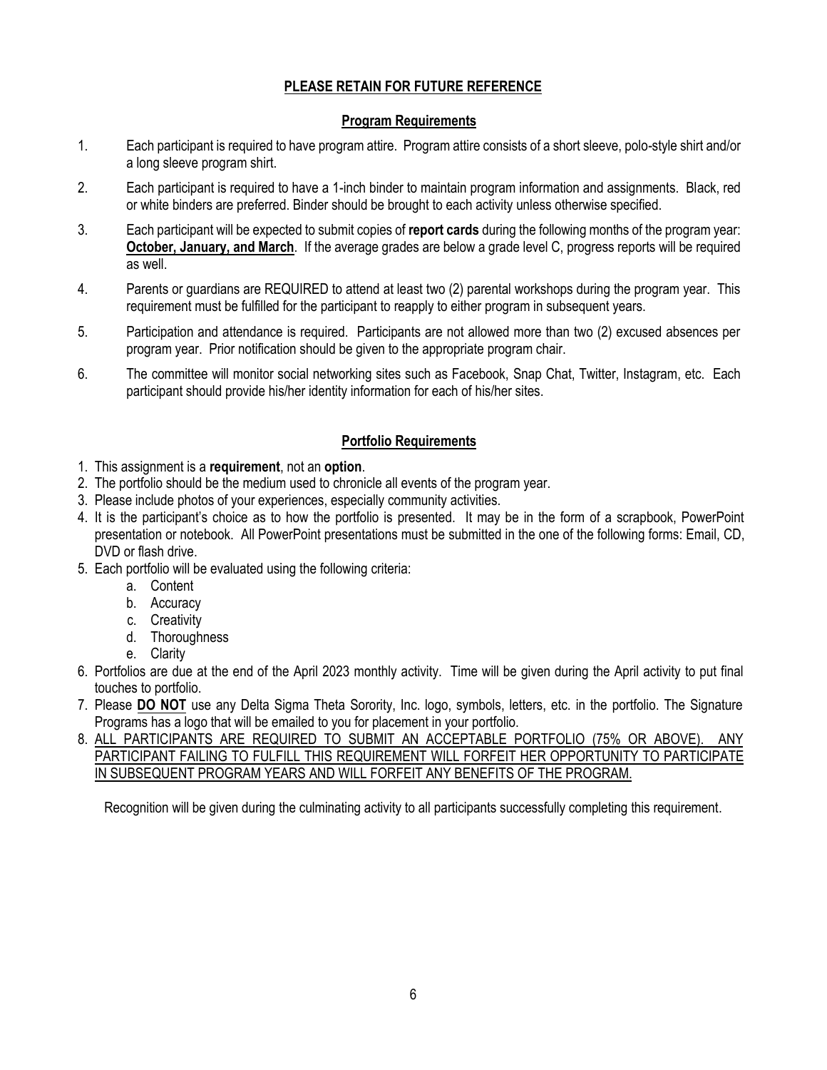**PLEASE RETAIN FOR FUTURE REFERENCE**

## Program Requirements

1. Each participant is required to have program attire. Program attire consists of a short sleeve, polo-style shirt and/or a long sleeve program shirt.
2. Each participant is required to have a 1-inch binder to maintain program information and assignments. Black, red or white binders are preferred. Binder should be brought to each activity unless otherwise specified.
3. Each participant will be expected to submit copies of **report cards** during the following months of the program year: **October, January, and March**. If the average grades are below a grade level C, progress reports will be required as well.
4. Parents or guardians are REQUIRED to attend at least two (2) parental workshops during the program year. This requirement must be fulfilled for the participant to reapply to either program in subsequent years.
5. Participation and attendance is required. Participants are not allowed more than two (2) excused absences per program year. Prior notification should be given to the appropriate program chair.
6. The committee will monitor social networking sites such as Facebook, Snap Chat, Twitter, Instagram, etc. Each participant should provide his/her identity information for each of his/her sites.

## Portfolio Requirements

1. This assignment is a **requirement**, not an **option**.
2. The portfolio should be the medium used to chronicle all events of the program year.
3. Please include photos of your experiences, especially community activities.
4. It is the participant's choice as to how the portfolio is presented. It may be in the form of a scrapbook, PowerPoint presentation or notebook. All PowerPoint presentations must be submitted in the one of the following forms: Email, CD, DVD or flash drive.
5. Each portfolio will be evaluated using the following criteria:
   a. Content
   b. Accuracy
   c. Creativity
   d. Thoroughness
   e. Clarity
6. Portfolios are due at the end of the April 2023 monthly activity. Time will be given during the April activity to put final touches to portfolio.
7. Please **DO NOT** use any Delta Sigma Theta Sorority, Inc. logo, symbols, letters, etc. in the portfolio. The Signature Programs has a logo that will be emailed to you for placement in your portfolio.
8. ALL PARTICIPANTS ARE REQUIRED TO SUBMIT AN ACCEPTABLE PORTFOLIO (75% OR ABOVE). ANY PARTICIPANT FAILING TO FULFILL THIS REQUIREMENT WILL FORFEIT HER OPPORTUNITY TO PARTICIPATE IN SUBSEQUENT PROGRAM YEARS AND WILL FORFEIT ANY BENEFITS OF THE PROGRAM.

Recognition will be given during the culminating activity to all participants successfully completing this requirement.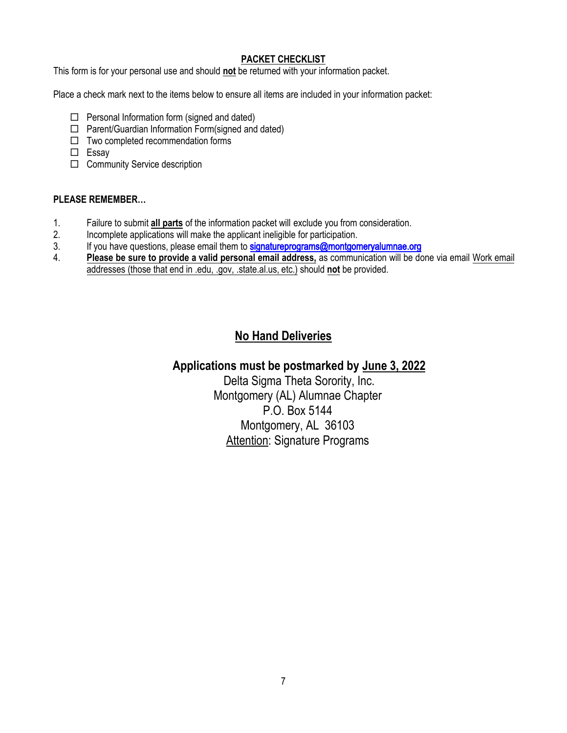## PACKET CHECKLIST

This form is for your personal use and should **not** be returned with your information packet.

Place a check mark next to the items below to ensure all items are included in your information packet:

- ☐ Personal Information form (signed and dated)
- ☐ Parent/Guardian Information Form(signed and dated)
- ☐ Two completed recommendation forms
- ☐ Essay
- ☐ Community Service description

**PLEASE REMEMBER…**

1. Failure to submit **all parts** of the information packet will exclude you from consideration.
2. Incomplete applications will make the applicant ineligible for participation.
3. If you have questions, please email them to **signatureprograms@montgomeryalumnae.org**
4. **Please be sure to provide a valid personal email address,** as communication will be done via email Work email addresses (those that end in .edu, .gov, .state.al.us, etc.) should **not** be provided.

## No Hand Deliveries

## Applications must be postmarked by June 3, 2022

Delta Sigma Theta Sorority, Inc.
Montgomery (AL) Alumnae Chapter
P.O. Box 5144
Montgomery, AL 36103
Attention: Signature Programs